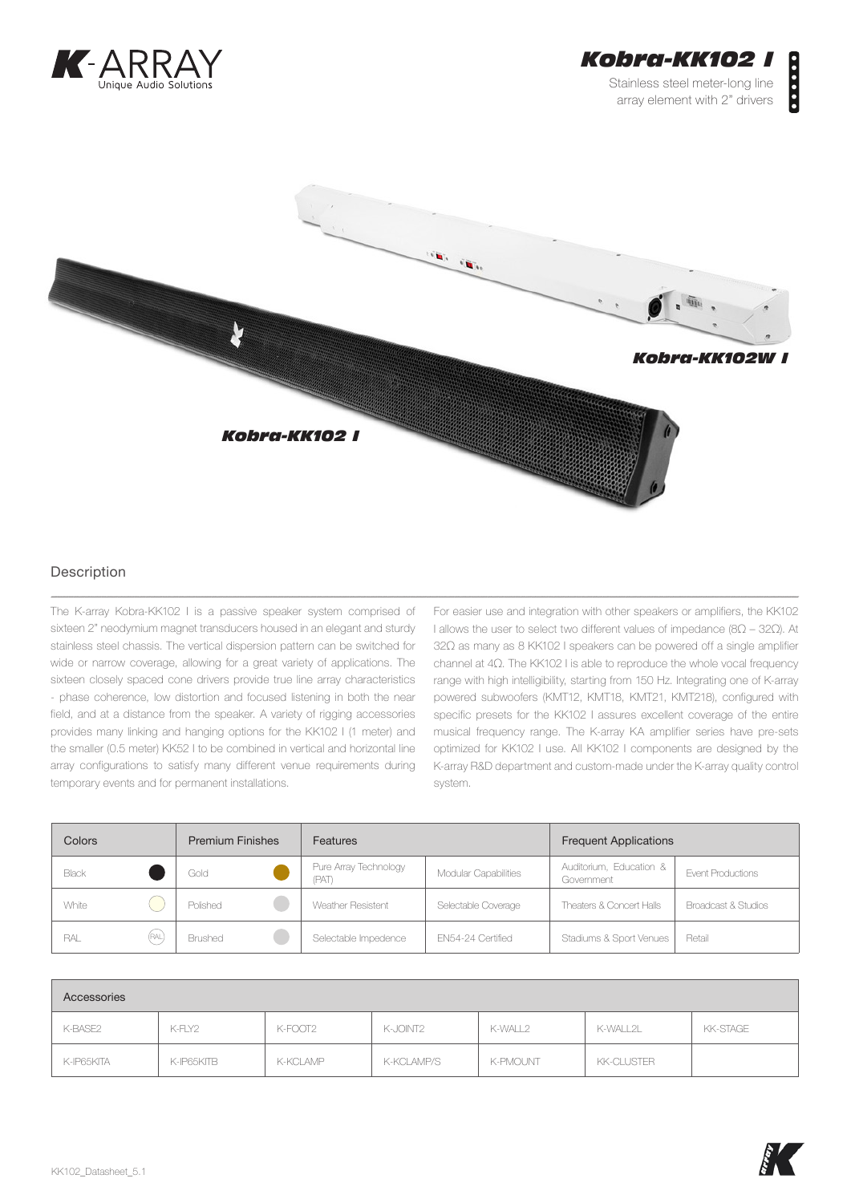# Kobra-KK102 I

Stainless steel meter-long line array element with 2" drivers

*Kobra-KK102W I*

*Kobra-KK102 I*

## Description

The K-array Kobra-KK102 I is a passive speaker system comprised of sixteen 2" neodymium magnet transducers housed in an elegant and sturdy stainless steel chassis. The vertical dispersion pattern can be switched for wide or narrow coverage, allowing for a great variety of applications. The sixteen closely spaced cone drivers provide true line array characteristics - phase coherence, low distortion and focused listening in both the near field, and at a distance from the speaker. A variety of rigging accessories provides many linking and hanging options for the KK102 I (1 meter) and the smaller (0.5 meter) KK52 I to be combined in vertical and horizontal line array configurations to satisfy many different venue requirements during temporary events and for permanent installations.

For easier use and integration with other speakers or amplifiers, the KK102 I allows the user to select two different values of impedance (8Ω – 32Ω). At 32Ω as many as 8 KK102 I speakers can be powered off a single amplifier channel at 4Ω. The KK102 I is able to reproduce the whole vocal frequency range with high intelligibility, starting from 150 Hz. Integrating one of K-array powered subwoofers (KMT12, KMT18, KMT21, KMT218), configured with specific presets for the KK102 I assures excellent coverage of the entire musical frequency range. The K-array KA amplifier series have pre-sets optimized for KK102 I use. All KK102 I components are designed by the K-array R&D department and custom-made under the K-array quality control system.

| Colors | Premium Finishes | Features | | Frequent Applications | |
|---|---|---|---|---|---|
| Black | Gold | Pure Array Technology (PAT) | Modular Capabilities | Auditorium, Education & Government | Event Productions |
| White | Polished | Weather Resistent | Selectable Coverage | Theaters & Concert Halls | Broadcast & Studios |
| RAL | Brushed | Selectable Impedence | EN54-24 Certified | Stadiums & Sport Venues | Retail |

| Accessories | | | | | | |
|---|---|---|---|---|---|---|
| K-BASE2 | K-FLY2 | K-FOOT2 | K-JOINT2 | K-WALL2 | K-WALL2L | KK-STAGE |
| K-IP65KITA | K-IP65KITB | K-KCLAMP | K-KCLAMP/S | K-PMOUNT | KK-CLUSTER | |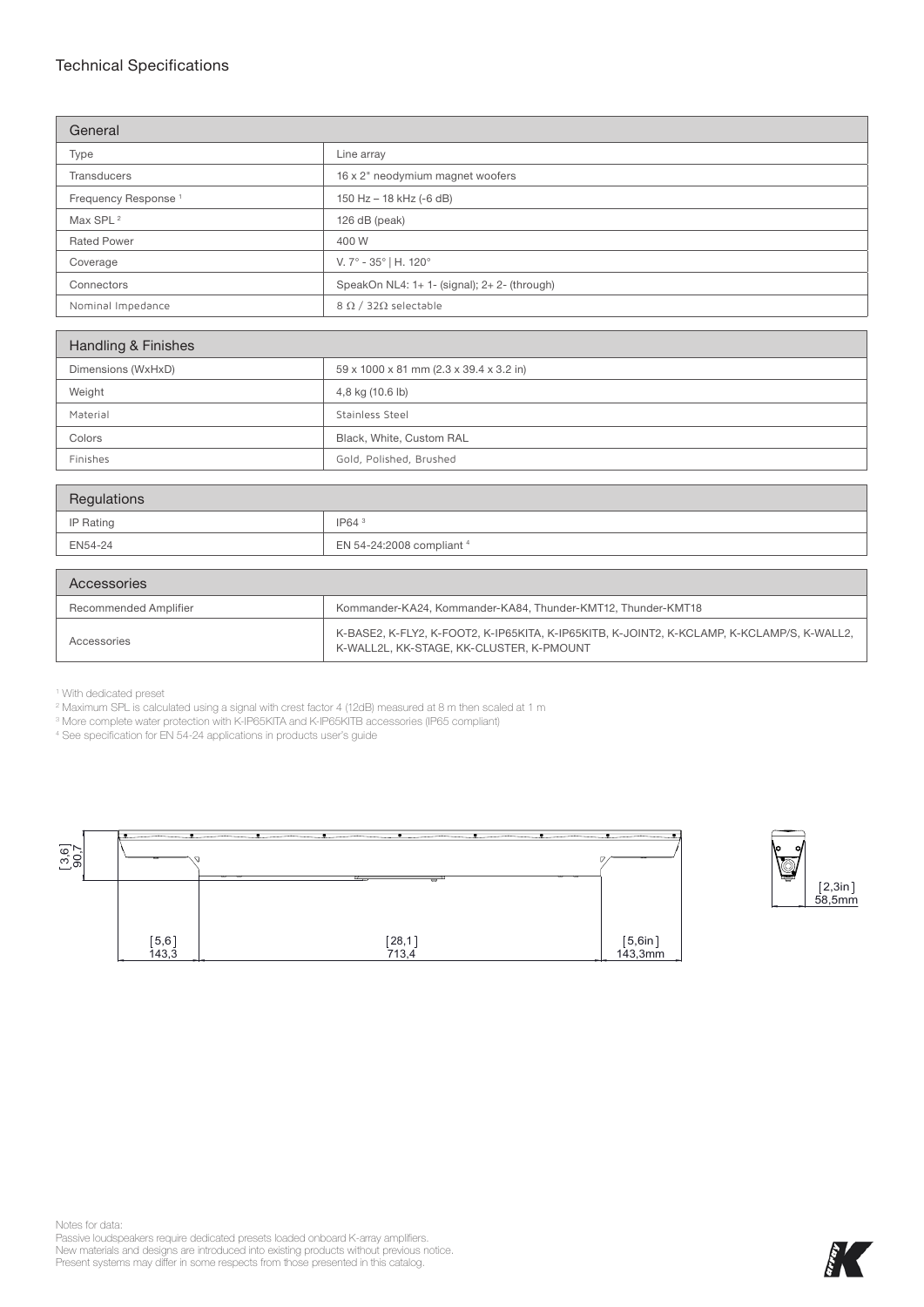## Technical Specifications

| General | |
|---|---|
| Type | Line array |
| Transducers | 16 x 2" neodymium magnet woofers |
| Frequency Response [1] | 150 Hz – 18 kHz (-6 dB) |
| Max SPL [2] | 126 dB (peak) |
| Rated Power | 400 W |
| Coverage | V. 7° - 35° \| H. 120° |
| Connectors | SpeakOn NL4: 1+ 1- (signal); 2+ 2- (through) |
| Nominal Impedance | 8 Ω / 32Ω selectable |

| Handling & Finishes | |
|---|---|
| Dimensions (WxHxD) | 59 x 1000 x 81 mm (2.3 x 39.4 x 3.2 in) |
| Weight | 4,8 kg (10.6 lb) |
| Material | Stainless Steel |
| Colors | Black, White, Custom RAL |
| Finishes | Gold, Polished, Brushed |

| Regulations | |
|---|---|
| IP Rating | IP64 [3] |
| EN54-24 | EN 54-24:2008 compliant [4] |

| Accessories | |
|---|---|
| Recommended Amplifier | Kommander-KA24, Kommander-KA84, Thunder-KMT12, Thunder-KMT18 |
| Accessories | K-BASE2, K-FLY2, K-FOOT2, K-IP65KITA, K-IP65KITB, K-JOINT2, K-KCLAMP, K-KCLAMP/S, K-WALL2, K-WALL2L, KK-STAGE, KK-CLUSTER, K-PMOUNT |

[1] With dedicated preset

[2] Maximum SPL is calculated using a signal with crest factor 4 (12dB) measured at 8 m then scaled at 1 m

[3] More complete water protection with K-IP65KITA and K-IP65KITB accessories (IP65 compliant)

[4] See specification for EN 54-24 applications in products user's guide

[3,6]
90,7

[5,6]
143,3

[28,1]
713,4

[5,6in]
143,3mm

[2,3in]
58,5mm

Notes for data:
Passive loudspeakers require dedicated presets loaded onboard K-array amplifiers.
New materials and designs are introduced into existing products without previous notice.
Present systems may differ in some respects from those presented in this catalog.